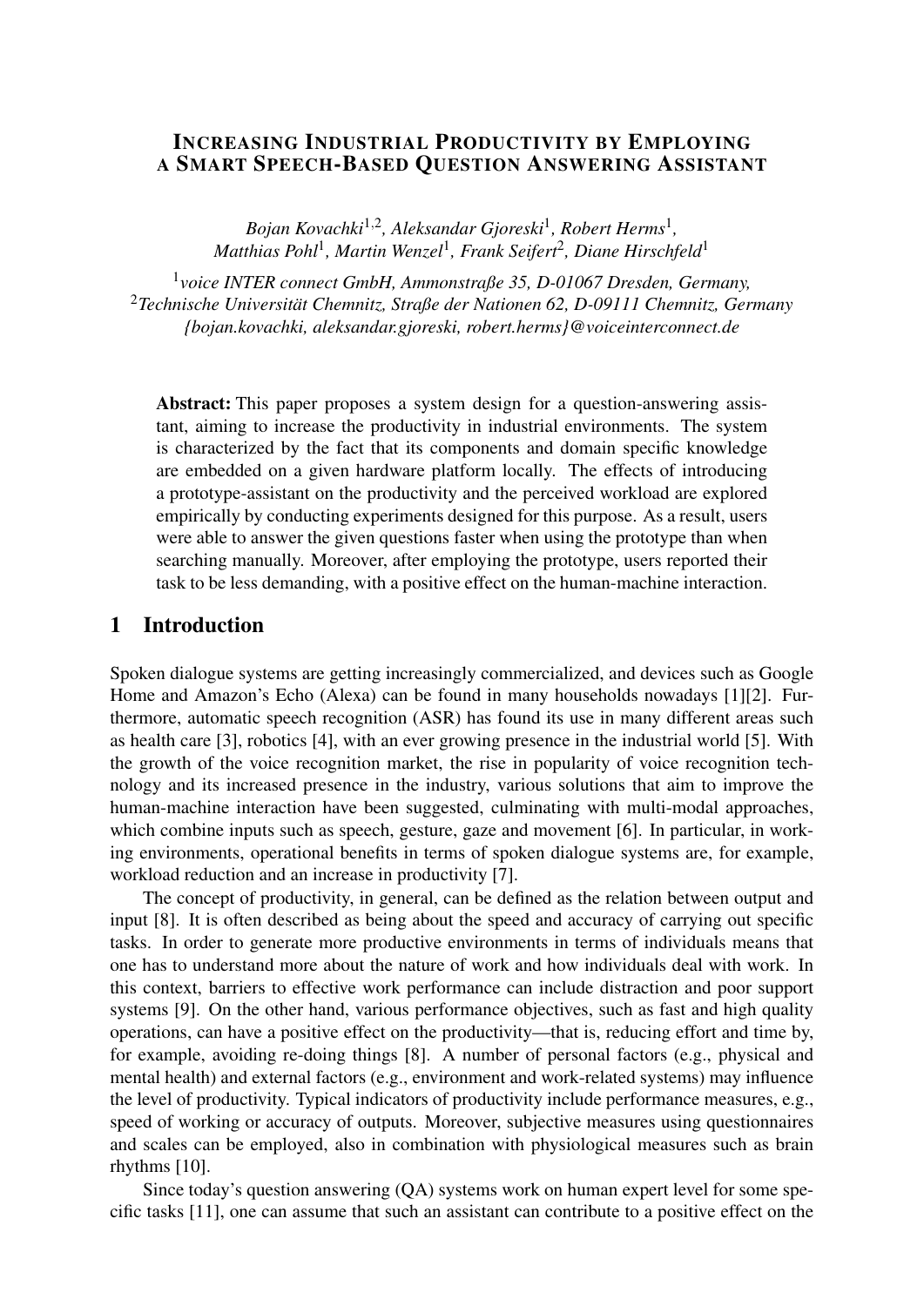# INCREASING INDUSTRIAL PRODUCTIVITY BY EMPLOYING A SMART SPEECH-BASED QUESTION ANSWERING ASSISTANT

*Bojan Kovachki*[1,2], *Aleksandar Gjoreski*[1], *Robert Herms*[1], *Matthias Pohl*[1], *Martin Wenzel*[1], *Frank Seifert*[2], *Diane Hirschfeld*[1]

[1]*voice INTER connect GmbH, Ammonstraße 35, D-01067 Dresden, Germany,*
[2]*Technische Universität Chemnitz, Straße der Nationen 62, D-09111 Chemnitz, Germany*
*{bojan.kovachki, aleksandar.gjoreski, robert.herms}@voiceinterconnect.de*

**Abstract:** This paper proposes a system design for a question-answering assistant, aiming to increase the productivity in industrial environments. The system is characterized by the fact that its components and domain specific knowledge are embedded on a given hardware platform locally. The effects of introducing a prototype-assistant on the productivity and the perceived workload are explored empirically by conducting experiments designed for this purpose. As a result, users were able to answer the given questions faster when using the prototype than when searching manually. Moreover, after employing the prototype, users reported their task to be less demanding, with a positive effect on the human-machine interaction.

## 1 Introduction

Spoken dialogue systems are getting increasingly commercialized, and devices such as Google Home and Amazon's Echo (Alexa) can be found in many households nowadays [1][2]. Furthermore, automatic speech recognition (ASR) has found its use in many different areas such as health care [3], robotics [4], with an ever growing presence in the industrial world [5]. With the growth of the voice recognition market, the rise in popularity of voice recognition technology and its increased presence in the industry, various solutions that aim to improve the human-machine interaction have been suggested, culminating with multi-modal approaches, which combine inputs such as speech, gesture, gaze and movement [6]. In particular, in working environments, operational benefits in terms of spoken dialogue systems are, for example, workload reduction and an increase in productivity [7].

The concept of productivity, in general, can be defined as the relation between output and input [8]. It is often described as being about the speed and accuracy of carrying out specific tasks. In order to generate more productive environments in terms of individuals means that one has to understand more about the nature of work and how individuals deal with work. In this context, barriers to effective work performance can include distraction and poor support systems [9]. On the other hand, various performance objectives, such as fast and high quality operations, can have a positive effect on the productivity—that is, reducing effort and time by, for example, avoiding re-doing things [8]. A number of personal factors (e.g., physical and mental health) and external factors (e.g., environment and work-related systems) may influence the level of productivity. Typical indicators of productivity include performance measures, e.g., speed of working or accuracy of outputs. Moreover, subjective measures using questionnaires and scales can be employed, also in combination with physiological measures such as brain rhythms [10].

Since today's question answering (QA) systems work on human expert level for some specific tasks [11], one can assume that such an assistant can contribute to a positive effect on the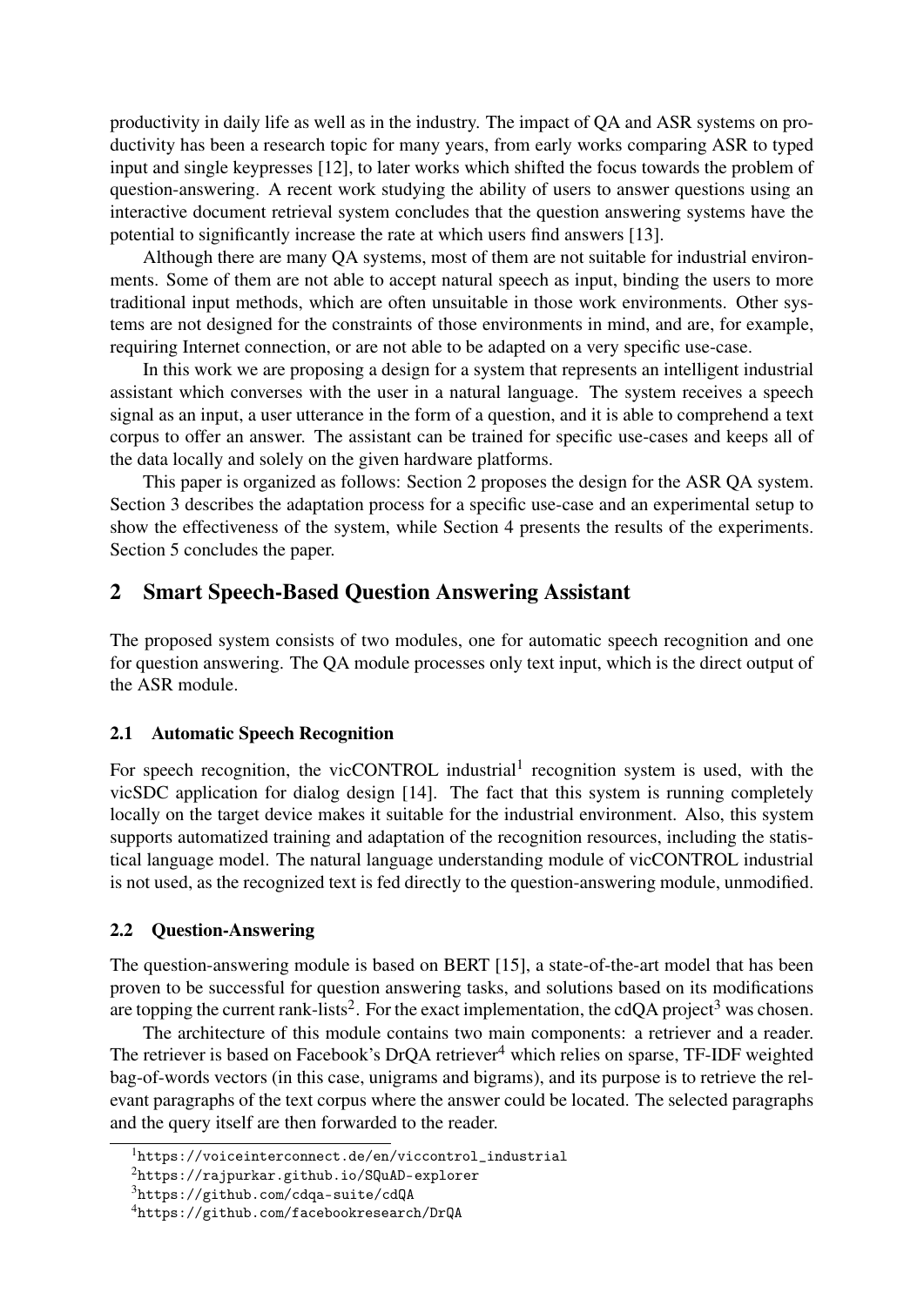productivity in daily life as well as in the industry. The impact of QA and ASR systems on productivity has been a research topic for many years, from early works comparing ASR to typed input and single keypresses [12], to later works which shifted the focus towards the problem of question-answering. A recent work studying the ability of users to answer questions using an interactive document retrieval system concludes that the question answering systems have the potential to significantly increase the rate at which users find answers [13].

Although there are many QA systems, most of them are not suitable for industrial environments. Some of them are not able to accept natural speech as input, binding the users to more traditional input methods, which are often unsuitable in those work environments. Other systems are not designed for the constraints of those environments in mind, and are, for example, requiring Internet connection, or are not able to be adapted on a very specific use-case.

In this work we are proposing a design for a system that represents an intelligent industrial assistant which converses with the user in a natural language. The system receives a speech signal as an input, a user utterance in the form of a question, and it is able to comprehend a text corpus to offer an answer. The assistant can be trained for specific use-cases and keeps all of the data locally and solely on the given hardware platforms.

This paper is organized as follows: Section 2 proposes the design for the ASR QA system. Section 3 describes the adaptation process for a specific use-case and an experimental setup to show the effectiveness of the system, while Section 4 presents the results of the experiments. Section 5 concludes the paper.

## 2 Smart Speech-Based Question Answering Assistant

The proposed system consists of two modules, one for automatic speech recognition and one for question answering. The QA module processes only text input, which is the direct output of the ASR module.

### 2.1 Automatic Speech Recognition

For speech recognition, the vicCONTROL industrial[1] recognition system is used, with the vicSDC application for dialog design [14]. The fact that this system is running completely locally on the target device makes it suitable for the industrial environment. Also, this system supports automatized training and adaptation of the recognition resources, including the statistical language model. The natural language understanding module of vicCONTROL industrial is not used, as the recognized text is fed directly to the question-answering module, unmodified.

### 2.2 Question-Answering

The question-answering module is based on BERT [15], a state-of-the-art model that has been proven to be successful for question answering tasks, and solutions based on its modifications are topping the current rank-lists[2]. For the exact implementation, the cdQA project[3] was chosen.

The architecture of this module contains two main components: a retriever and a reader. The retriever is based on Facebook's DrQA retriever[4] which relies on sparse, TF-IDF weighted bag-of-words vectors (in this case, unigrams and bigrams), and its purpose is to retrieve the relevant paragraphs of the text corpus where the answer could be located. The selected paragraphs and the query itself are then forwarded to the reader.

[1] https://voiceinterconnect.de/en/viccontrol_industrial

[2] https://rajpurkar.github.io/SQuAD-explorer

[3] https://github.com/cdqa-suite/cdQA

[4] https://github.com/facebookresearch/DrQA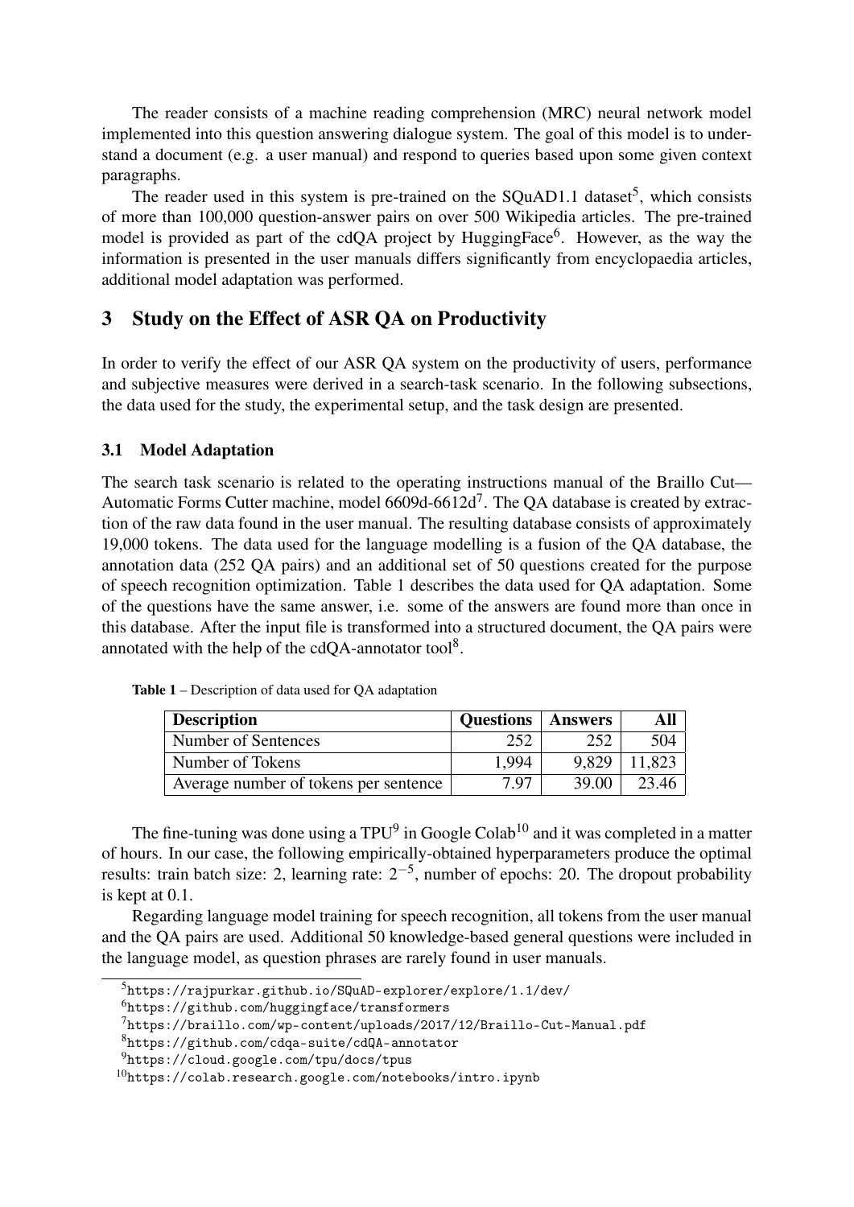The reader consists of a machine reading comprehension (MRC) neural network model implemented into this question answering dialogue system. The goal of this model is to understand a document (e.g. a user manual) and respond to queries based upon some given context paragraphs.

The reader used in this system is pre-trained on the SQuAD1.1 dataset[5], which consists of more than 100,000 question-answer pairs on over 500 Wikipedia articles. The pre-trained model is provided as part of the cdQA project by HuggingFace[6]. However, as the way the information is presented in the user manuals differs significantly from encyclopaedia articles, additional model adaptation was performed.

## 3 Study on the Effect of ASR QA on Productivity

In order to verify the effect of our ASR QA system on the productivity of users, performance and subjective measures were derived in a search-task scenario. In the following subsections, the data used for the study, the experimental setup, and the task design are presented.

### 3.1 Model Adaptation

The search task scenario is related to the operating instructions manual of the Braillo Cut—Automatic Forms Cutter machine, model 6609d-6612d[7]. The QA database is created by extraction of the raw data found in the user manual. The resulting database consists of approximately 19,000 tokens. The data used for the language modelling is a fusion of the QA database, the annotation data (252 QA pairs) and an additional set of 50 questions created for the purpose of speech recognition optimization. Table 1 describes the data used for QA adaptation. Some of the questions have the same answer, i.e. some of the answers are found more than once in this database. After the input file is transformed into a structured document, the QA pairs were annotated with the help of the cdQA-annotator tool[8].

**Table 1** – Description of data used for QA adaptation

| Description | Questions | Answers | All |
|---|---|---|---|
| Number of Sentences | 252 | 252 | 504 |
| Number of Tokens | 1,994 | 9,829 | 11,823 |
| Average number of tokens per sentence | 7.97 | 39.00 | 23.46 |

The fine-tuning was done using a TPU[9] in Google Colab[10] and it was completed in a matter of hours. In our case, the following empirically-obtained hyperparameters produce the optimal results: train batch size: 2, learning rate: $2^{-5}$, number of epochs: 20. The dropout probability is kept at 0.1.

Regarding language model training for speech recognition, all tokens from the user manual and the QA pairs are used. Additional 50 knowledge-based general questions were included in the language model, as question phrases are rarely found in user manuals.

[5] https://rajpurkar.github.io/SQuAD-explorer/explore/1.1/dev/

[6] https://github.com/huggingface/transformers

[7] https://braillo.com/wp-content/uploads/2017/12/Braillo-Cut-Manual.pdf

[8] https://github.com/cdqa-suite/cdQA-annotator

[9] https://cloud.google.com/tpu/docs/tpus

[10] https://colab.research.google.com/notebooks/intro.ipynb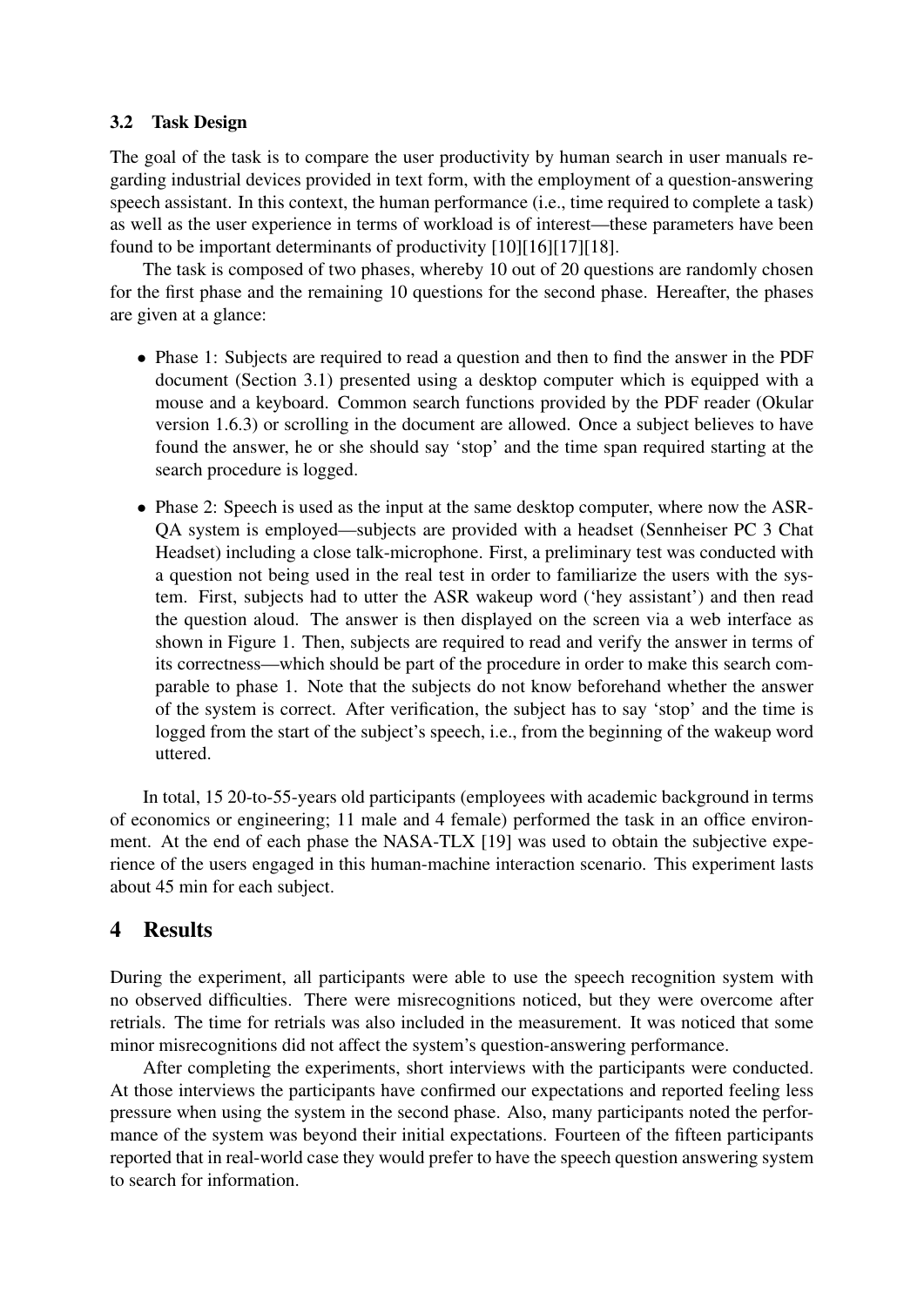### 3.2 Task Design

The goal of the task is to compare the user productivity by human search in user manuals regarding industrial devices provided in text form, with the employment of a question-answering speech assistant. In this context, the human performance (i.e., time required to complete a task) as well as the user experience in terms of workload is of interest—these parameters have been found to be important determinants of productivity [10][16][17][18].

The task is composed of two phases, whereby 10 out of 20 questions are randomly chosen for the first phase and the remaining 10 questions for the second phase. Hereafter, the phases are given at a glance:

- Phase 1: Subjects are required to read a question and then to find the answer in the PDF document (Section 3.1) presented using a desktop computer which is equipped with a mouse and a keyboard. Common search functions provided by the PDF reader (Okular version 1.6.3) or scrolling in the document are allowed. Once a subject believes to have found the answer, he or she should say 'stop' and the time span required starting at the search procedure is logged.
- Phase 2: Speech is used as the input at the same desktop computer, where now the ASR-QA system is employed—subjects are provided with a headset (Sennheiser PC 3 Chat Headset) including a close talk-microphone. First, a preliminary test was conducted with a question not being used in the real test in order to familiarize the users with the system. First, subjects had to utter the ASR wakeup word ('hey assistant') and then read the question aloud. The answer is then displayed on the screen via a web interface as shown in Figure 1. Then, subjects are required to read and verify the answer in terms of its correctness—which should be part of the procedure in order to make this search comparable to phase 1. Note that the subjects do not know beforehand whether the answer of the system is correct. After verification, the subject has to say 'stop' and the time is logged from the start of the subject's speech, i.e., from the beginning of the wakeup word uttered.

In total, 15 20-to-55-years old participants (employees with academic background in terms of economics or engineering; 11 male and 4 female) performed the task in an office environment. At the end of each phase the NASA-TLX [19] was used to obtain the subjective experience of the users engaged in this human-machine interaction scenario. This experiment lasts about 45 min for each subject.

## 4 Results

During the experiment, all participants were able to use the speech recognition system with no observed difficulties. There were misrecognitions noticed, but they were overcome after retrials. The time for retrials was also included in the measurement. It was noticed that some minor misrecognitions did not affect the system's question-answering performance.

After completing the experiments, short interviews with the participants were conducted. At those interviews the participants have confirmed our expectations and reported feeling less pressure when using the system in the second phase. Also, many participants noted the performance of the system was beyond their initial expectations. Fourteen of the fifteen participants reported that in real-world case they would prefer to have the speech question answering system to search for information.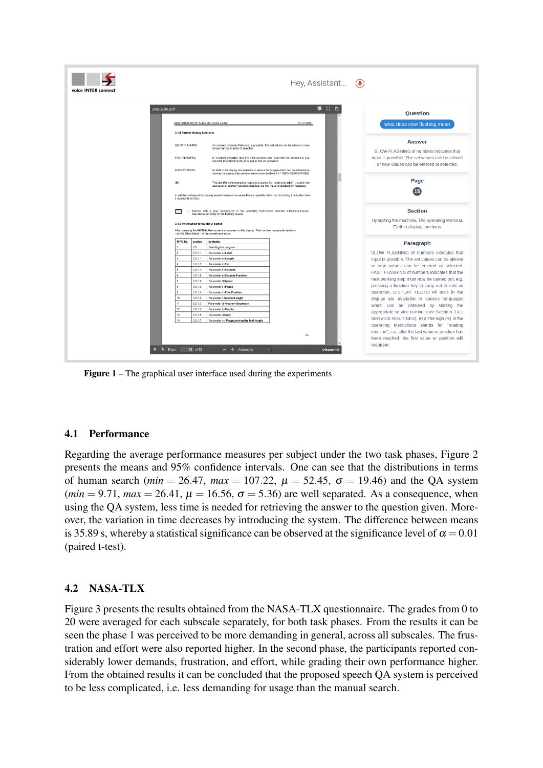Figure 1 – The graphical user interface used during the experiments

### 4.1 Performance

Regarding the average performance measures per subject under the two task phases, Figure 2 presents the means and 95% confidence intervals. One can see that the distributions in terms of human search ($min = 26.47$, $max = 107.22$, $\mu = 52.45$, $\sigma = 19.46$) and the QA system ($min = 9.71$, $max = 26.41$, $\mu = 16.56$, $\sigma = 5.36$) are well separated. As a consequence, when using the QA system, less time is needed for retrieving the answer to the question given. Moreover, the variation in time decreases by introducing the system. The difference between means is 35.89 s, whereby a statistical significance can be observed at the significance level of $\alpha = 0.01$ (paired t-test).

### 4.2 NASA-TLX

Figure 3 presents the results obtained from the NASA-TLX questionnaire. The grades from 0 to 20 were averaged for each subscale separately, for both task phases. From the results it can be seen the phase 1 was perceived to be more demanding in general, across all subscales. The frustration and effort were also reported higher. In the second phase, the participants reported considerably lower demands, frustration, and effort, while grading their own performance higher. From the obtained results it can be concluded that the proposed speech QA system is perceived to be less complicated, i.e. less demanding for usage than the manual search.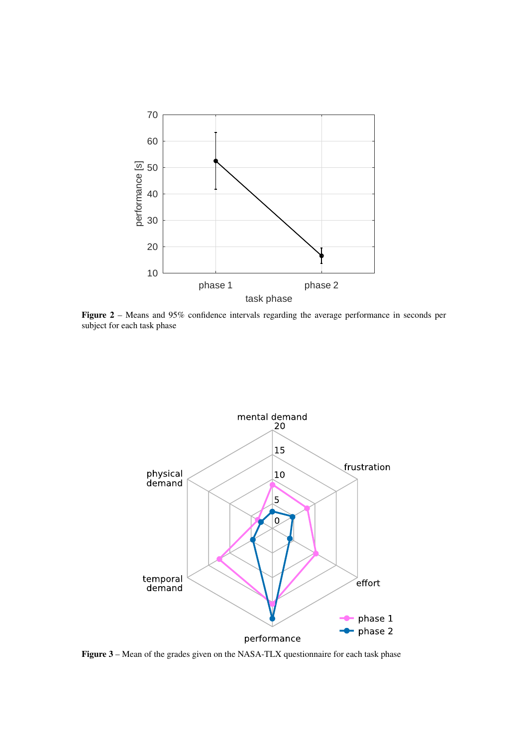**Figure 2** – Means and 95% confidence intervals regarding the average performance in seconds per subject for each task phase

**Figure 3** – Mean of the grades given on the NASA-TLX questionnaire for each task phase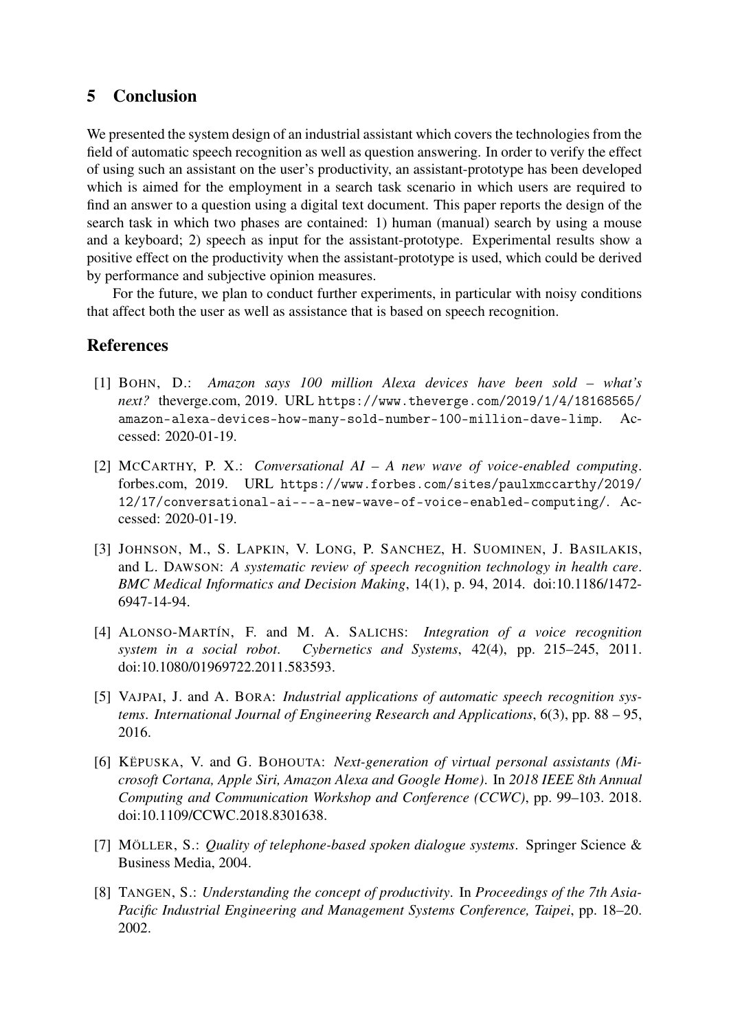## 5 Conclusion

We presented the system design of an industrial assistant which covers the technologies from the field of automatic speech recognition as well as question answering. In order to verify the effect of using such an assistant on the user's productivity, an assistant-prototype has been developed which is aimed for the employment in a search task scenario in which users are required to find an answer to a question using a digital text document. This paper reports the design of the search task in which two phases are contained: 1) human (manual) search by using a mouse and a keyboard; 2) speech as input for the assistant-prototype. Experimental results show a positive effect on the productivity when the assistant-prototype is used, which could be derived by performance and subjective opinion measures.

For the future, we plan to conduct further experiments, in particular with noisy conditions that affect both the user as well as assistance that is based on speech recognition.

## References

[1] BOHN, D.: *Amazon says 100 million Alexa devices have been sold – what's next?* theverge.com, 2019. URL https://www.theverge.com/2019/1/4/18168565/amazon-alexa-devices-how-many-sold-number-100-million-dave-limp. Accessed: 2020-01-19.

[2] MCCARTHY, P. X.: *Conversational AI – A new wave of voice-enabled computing*. forbes.com, 2019. URL https://www.forbes.com/sites/paulxmccarthy/2019/12/17/conversational-ai---a-new-wave-of-voice-enabled-computing/. Accessed: 2020-01-19.

[3] JOHNSON, M., S. LAPKIN, V. LONG, P. SANCHEZ, H. SUOMINEN, J. BASILAKIS, and L. DAWSON: *A systematic review of speech recognition technology in health care*. *BMC Medical Informatics and Decision Making*, 14(1), p. 94, 2014. doi:10.1186/1472-6947-14-94.

[4] ALONSO-MARTÍN, F. and M. A. SALICHS: *Integration of a voice recognition system in a social robot*. *Cybernetics and Systems*, 42(4), pp. 215–245, 2011. doi:10.1080/01969722.2011.583593.

[5] VAJPAI, J. and A. BORA: *Industrial applications of automatic speech recognition systems*. *International Journal of Engineering Research and Applications*, 6(3), pp. 88 – 95, 2016.

[6] KËPUSKA, V. and G. BOHOUTA: *Next-generation of virtual personal assistants (Microsoft Cortana, Apple Siri, Amazon Alexa and Google Home)*. In *2018 IEEE 8th Annual Computing and Communication Workshop and Conference (CCWC)*, pp. 99–103. 2018. doi:10.1109/CCWC.2018.8301638.

[7] MÖLLER, S.: *Quality of telephone-based spoken dialogue systems*. Springer Science & Business Media, 2004.

[8] TANGEN, S.: *Understanding the concept of productivity*. In *Proceedings of the 7th Asia-Pacific Industrial Engineering and Management Systems Conference, Taipei*, pp. 18–20. 2002.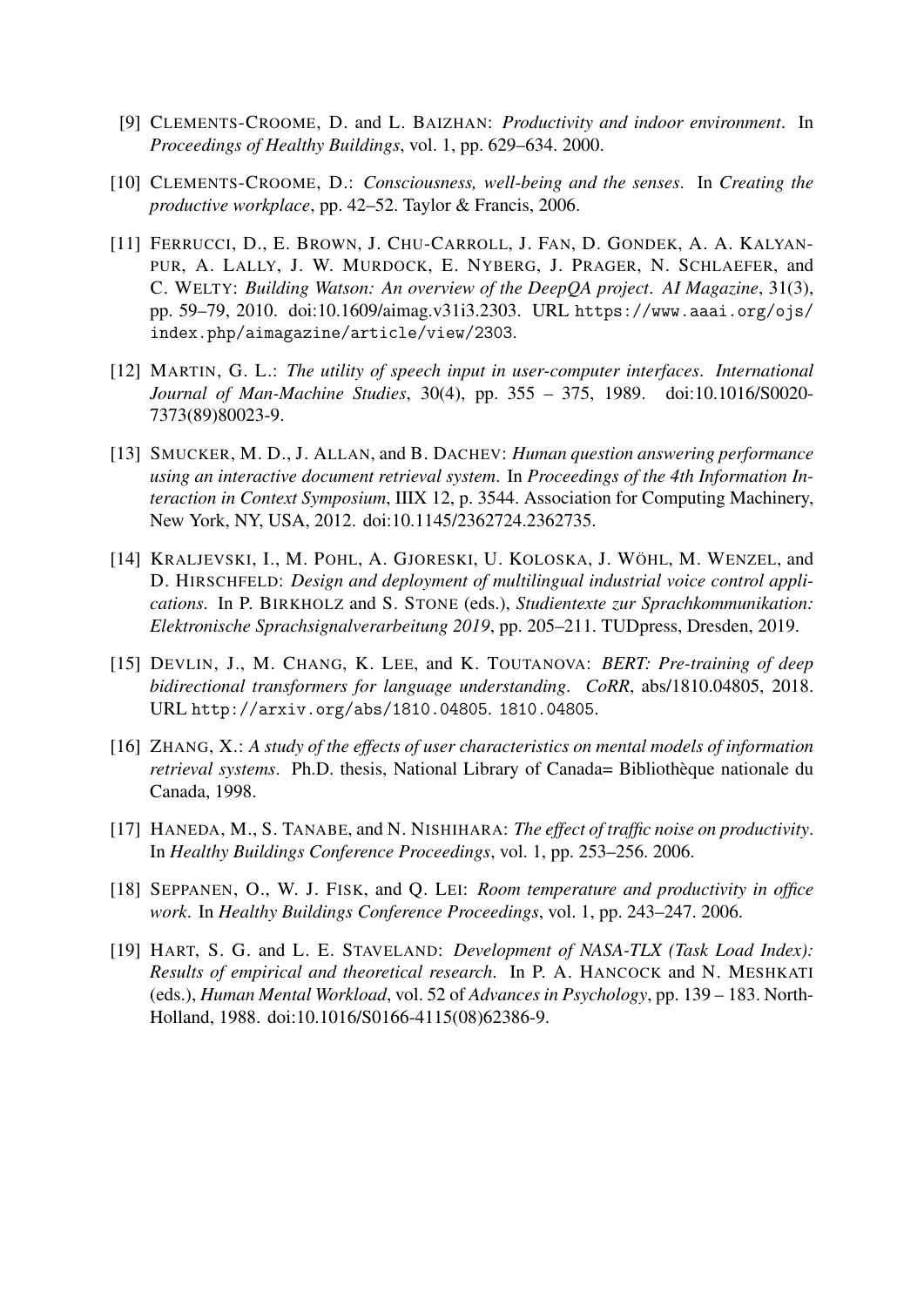[9] CLEMENTS-CROOME, D. and L. BAIZHAN: *Productivity and indoor environment*. In *Proceedings of Healthy Buildings*, vol. 1, pp. 629–634. 2000.

[10] CLEMENTS-CROOME, D.: *Consciousness, well-being and the senses*. In *Creating the productive workplace*, pp. 42–52. Taylor & Francis, 2006.

[11] FERRUCCI, D., E. BROWN, J. CHU-CARROLL, J. FAN, D. GONDEK, A. A. KALYANPUR, A. LALLY, J. W. MURDOCK, E. NYBERG, J. PRAGER, N. SCHLAEFER, and C. WELTY: *Building Watson: An overview of the DeepQA project*. *AI Magazine*, 31(3), pp. 59–79, 2010. doi:10.1609/aimag.v31i3.2303. URL https://www.aaai.org/ojs/index.php/aimagazine/article/view/2303.

[12] MARTIN, G. L.: *The utility of speech input in user-computer interfaces*. *International Journal of Man-Machine Studies*, 30(4), pp. 355 – 375, 1989. doi:10.1016/S0020-7373(89)80023-9.

[13] SMUCKER, M. D., J. ALLAN, and B. DACHEV: *Human question answering performance using an interactive document retrieval system*. In *Proceedings of the 4th Information Interaction in Context Symposium*, IIIX 12, p. 3544. Association for Computing Machinery, New York, NY, USA, 2012. doi:10.1145/2362724.2362735.

[14] KRALJEVSKI, I., M. POHL, A. GJORESKI, U. KOLOSKA, J. WÖHL, M. WENZEL, and D. HIRSCHFELD: *Design and deployment of multilingual industrial voice control applications*. In P. BIRKHOLZ and S. STONE (eds.), *Studientexte zur Sprachkommunikation: Elektronische Sprachsignalverarbeitung 2019*, pp. 205–211. TUDpress, Dresden, 2019.

[15] DEVLIN, J., M. CHANG, K. LEE, and K. TOUTANOVA: *BERT: Pre-training of deep bidirectional transformers for language understanding*. *CoRR*, abs/1810.04805, 2018. URL http://arxiv.org/abs/1810.04805. 1810.04805.

[16] ZHANG, X.: *A study of the effects of user characteristics on mental models of information retrieval systems*. Ph.D. thesis, National Library of Canada= Bibliothèque nationale du Canada, 1998.

[17] HANEDA, M., S. TANABE, and N. NISHIHARA: *The effect of traffic noise on productivity*. In *Healthy Buildings Conference Proceedings*, vol. 1, pp. 253–256. 2006.

[18] SEPPANEN, O., W. J. FISK, and Q. LEI: *Room temperature and productivity in office work*. In *Healthy Buildings Conference Proceedings*, vol. 1, pp. 243–247. 2006.

[19] HART, S. G. and L. E. STAVELAND: *Development of NASA-TLX (Task Load Index): Results of empirical and theoretical research*. In P. A. HANCOCK and N. MESHKATI (eds.), *Human Mental Workload*, vol. 52 of *Advances in Psychology*, pp. 139 – 183. North-Holland, 1988. doi:10.1016/S0166-4115(08)62386-9.